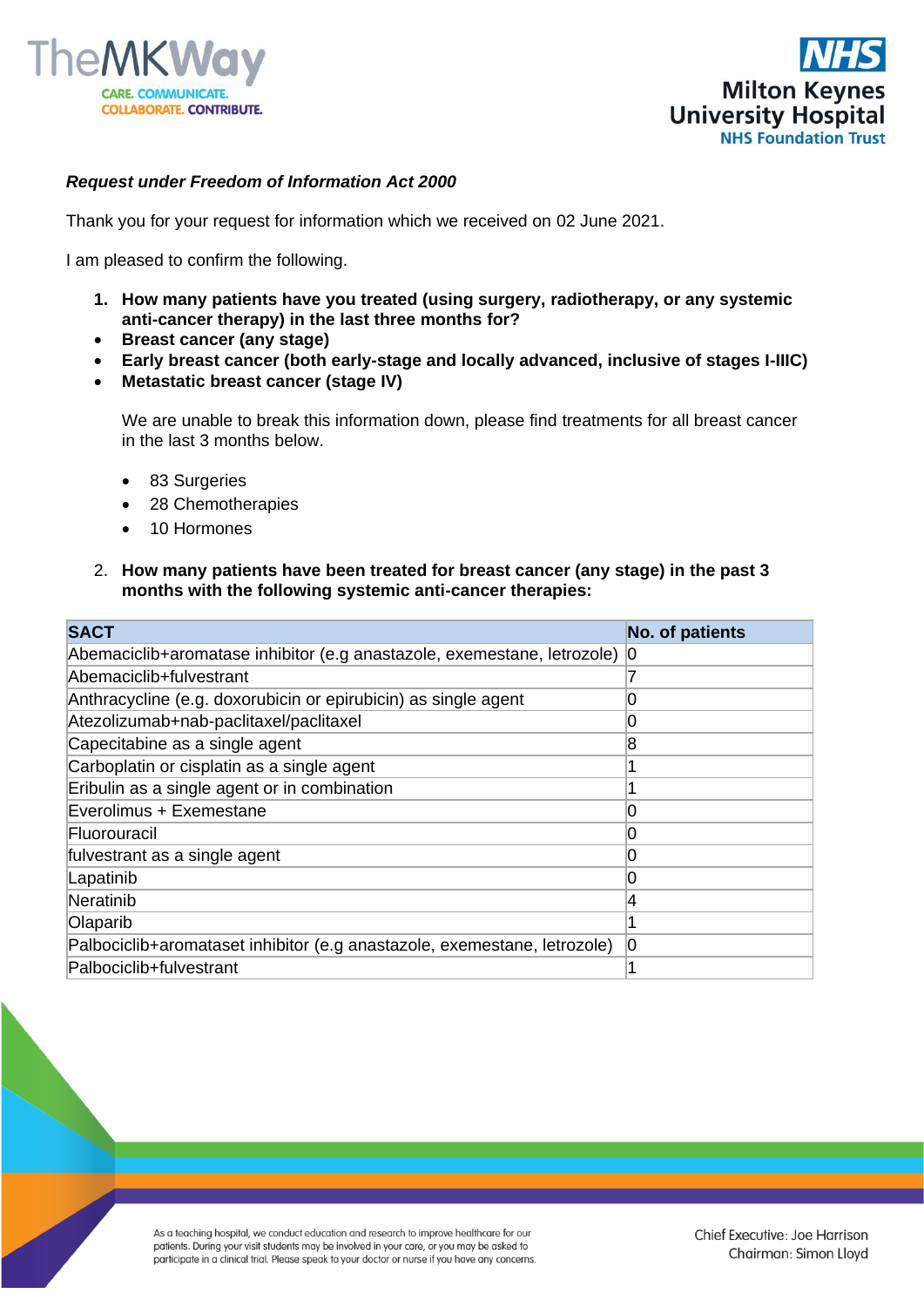***Request under Freedom of Information Act 2000***

Thank you for your request for information which we received on 02 June 2021.

I am pleased to confirm the following.

1. **How many patients have you treated (using surgery, radiotherapy, or any systemic anti-cancer therapy) in the last three months for?**

- **Breast cancer (any stage)**
- **Early breast cancer (both early-stage and locally advanced, inclusive of stages I-IIIC)**
- **Metastatic breast cancer (stage IV)**

We are unable to break this information down, please find treatments for all breast cancer in the last 3 months below.

- 83 Surgeries
- 28 Chemotherapies
- 10 Hormones

2. **How many patients have been treated for breast cancer (any stage) in the past 3 months with the following systemic anti-cancer therapies:**

| SACT | No. of patients |
|---|---|
| Abemaciclib+aromatase inhibitor (e.g anastazole, exemestane, letrozole) | 0 |
| Abemaciclib+fulvestrant | 7 |
| Anthracycline (e.g. doxorubicin or epirubicin) as single agent | 0 |
| Atezolizumab+nab-paclitaxel/paclitaxel | 0 |
| Capecitabine as a single agent | 8 |
| Carboplatin or cisplatin as a single agent | 1 |
| Eribulin as a single agent or in combination | 1 |
| Everolimus + Exemestane | 0 |
| Fluorouracil | 0 |
| fulvestrant as a single agent | 0 |
| Lapatinib | 0 |
| Neratinib | 4 |
| Olaparib | 1 |
| Palbociclib+aromataset inhibitor (e.g anastazole, exemestane, letrozole) | 0 |
| Palbociclib+fulvestrant | 1 |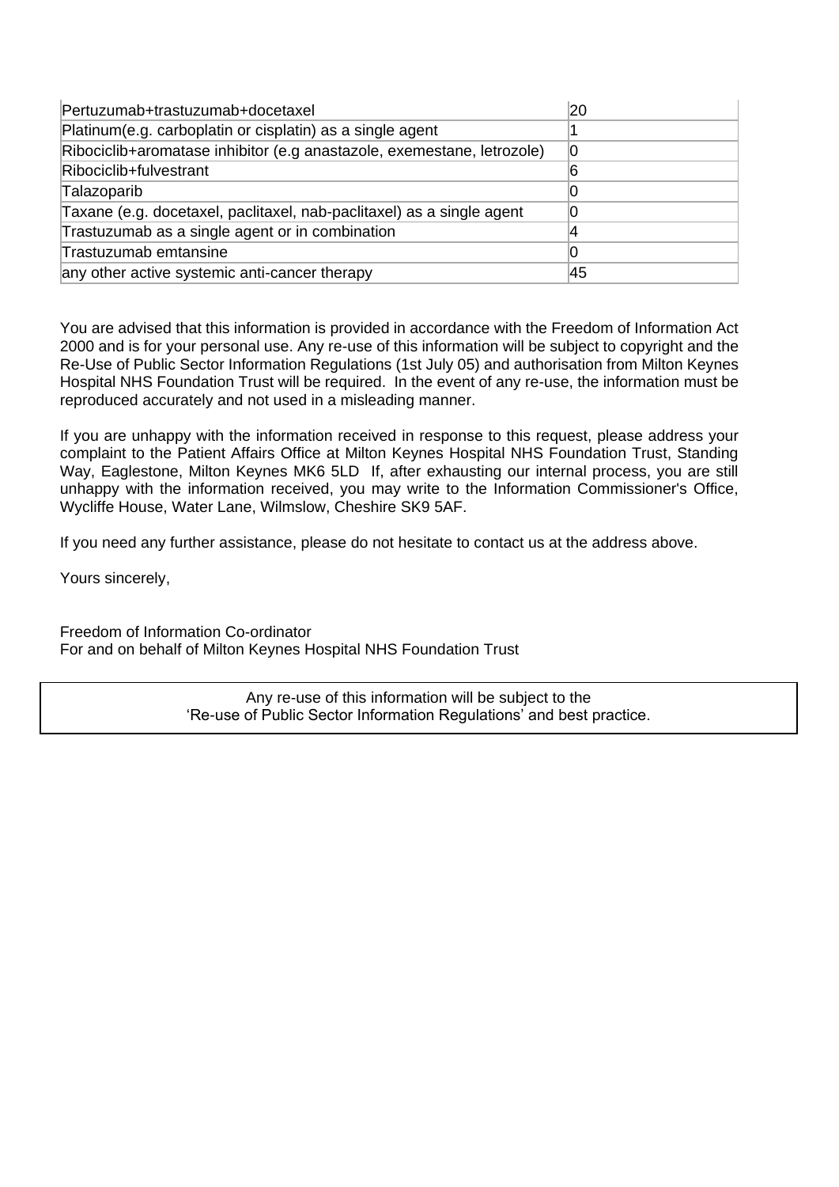| | |
|---|---|
| Pertuzumab+trastuzumab+docetaxel | 20 |
| Platinum(e.g. carboplatin or cisplatin) as a single agent | 1 |
| Ribociclib+aromatase inhibitor (e.g anastazole, exemestane, letrozole) | 0 |
| Ribociclib+fulvestrant | 6 |
| Talazoparib | 0 |
| Taxane (e.g. docetaxel, paclitaxel, nab-paclitaxel) as a single agent | 0 |
| Trastuzumab as a single agent or in combination | 4 |
| Trastuzumab emtansine | 0 |
| any other active systemic anti-cancer therapy | 45 |

You are advised that this information is provided in accordance with the Freedom of Information Act 2000 and is for your personal use. Any re-use of this information will be subject to copyright and the Re-Use of Public Sector Information Regulations (1st July 05) and authorisation from Milton Keynes Hospital NHS Foundation Trust will be required. In the event of any re-use, the information must be reproduced accurately and not used in a misleading manner.

If you are unhappy with the information received in response to this request, please address your complaint to the Patient Affairs Office at Milton Keynes Hospital NHS Foundation Trust, Standing Way, Eaglestone, Milton Keynes MK6 5LD If, after exhausting our internal process, you are still unhappy with the information received, you may write to the Information Commissioner's Office, Wycliffe House, Water Lane, Wilmslow, Cheshire SK9 5AF.

If you need any further assistance, please do not hesitate to contact us at the address above.

Yours sincerely,

Freedom of Information Co-ordinator
For and on behalf of Milton Keynes Hospital NHS Foundation Trust

Any re-use of this information will be subject to the
'Re-use of Public Sector Information Regulations' and best practice.